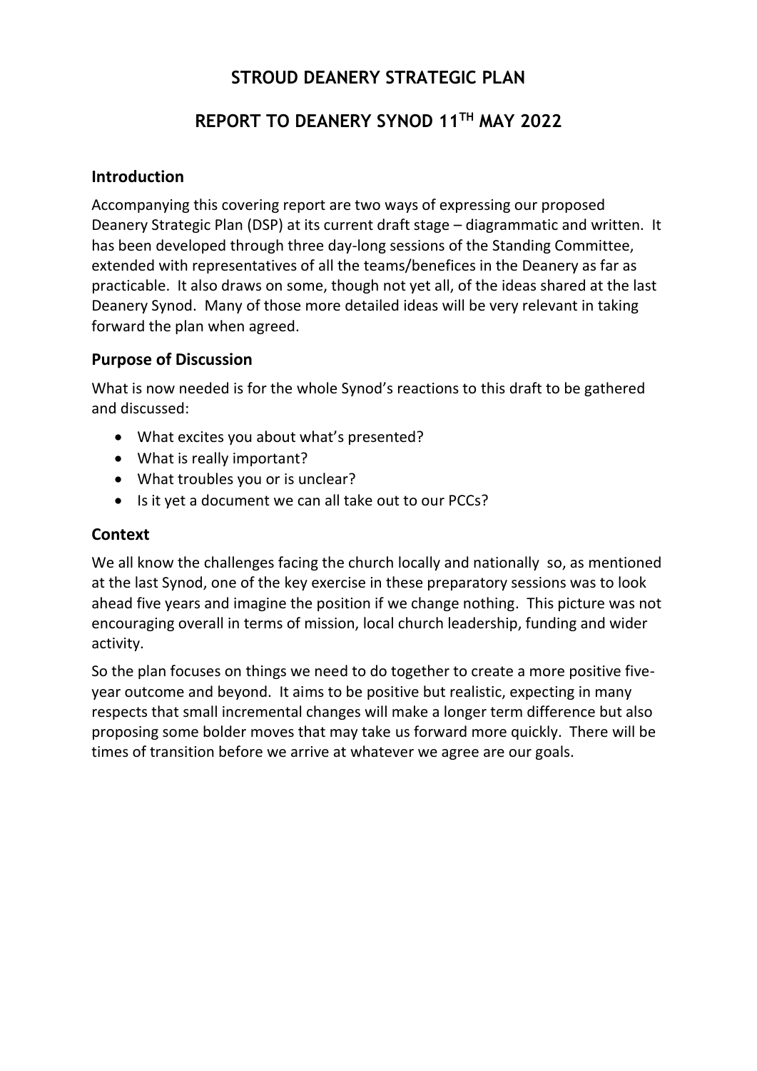# STROUD DEANERY STRATEGIC PLAN

# REPORT TO DEANERY SYNOD 11TH MAY 2022

## Introduction

Accompanying this covering report are two ways of expressing our proposed Deanery Strategic Plan (DSP) at its current draft stage – diagrammatic and written. It has been developed through three day-long sessions of the Standing Committee, extended with representatives of all the teams/benefices in the Deanery as far as practicable. It also draws on some, though not yet all, of the ideas shared at the last Deanery Synod. Many of those more detailed ideas will be very relevant in taking forward the plan when agreed.

## Purpose of Discussion

What is now needed is for the whole Synod's reactions to this draft to be gathered and discussed:

- What excites you about what's presented?
- What is really important?
- What troubles you or is unclear?
- Is it yet a document we can all take out to our PCCs?

## Context

We all know the challenges facing the church locally and nationally so, as mentioned at the last Synod, one of the key exercise in these preparatory sessions was to look ahead five years and imagine the position if we change nothing. This picture was not encouraging overall in terms of mission, local church leadership, funding and wider activity.

So the plan focuses on things we need to do together to create a more positive five-year outcome and beyond. It aims to be positive but realistic, expecting in many respects that small incremental changes will make a longer term difference but also proposing some bolder moves that may take us forward more quickly. There will be times of transition before we arrive at whatever we agree are our goals.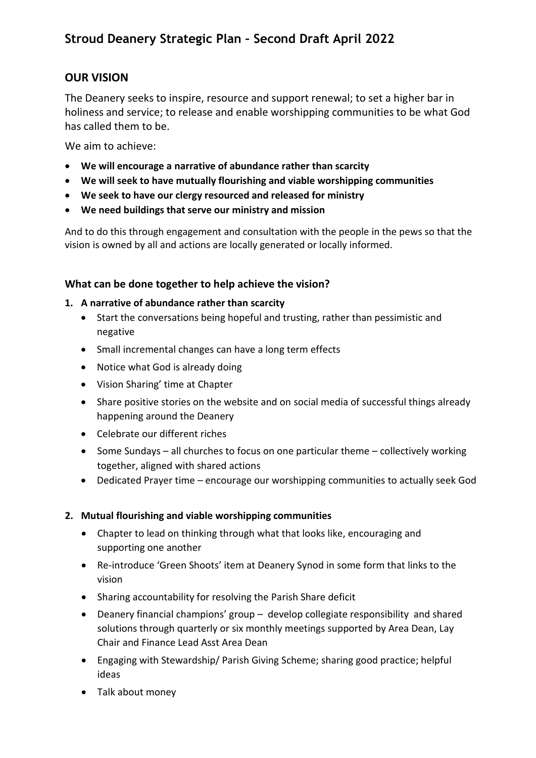# Stroud Deanery Strategic Plan – Second Draft April 2022

## OUR VISION

The Deanery seeks to inspire, resource and support renewal; to set a higher bar in holiness and service; to release and enable worshipping communities to be what God has called them to be.

We aim to achieve:

- **We will encourage a narrative of abundance rather than scarcity**
- **We will seek to have mutually flourishing and viable worshipping communities**
- **We seek to have our clergy resourced and released for ministry**
- **We need buildings that serve our ministry and mission**

And to do this through engagement and consultation with the people in the pews so that the vision is owned by all and actions are locally generated or locally informed.

### What can be done together to help achieve the vision?

1. **A narrative of abundance rather than scarcity**
   - Start the conversations being hopeful and trusting, rather than pessimistic and negative
   - Small incremental changes can have a long term effects
   - Notice what God is already doing
   - Vision Sharing' time at Chapter
   - Share positive stories on the website and on social media of successful things already happening around the Deanery
   - Celebrate our different riches
   - Some Sundays – all churches to focus on one particular theme – collectively working together, aligned with shared actions
   - Dedicated Prayer time – encourage our worshipping communities to actually seek God

2. **Mutual flourishing and viable worshipping communities**
   - Chapter to lead on thinking through what that looks like, encouraging and supporting one another
   - Re-introduce 'Green Shoots' item at Deanery Synod in some form that links to the vision
   - Sharing accountability for resolving the Parish Share deficit
   - Deanery financial champions' group – develop collegiate responsibility and shared solutions through quarterly or six monthly meetings supported by Area Dean, Lay Chair and Finance Lead Asst Area Dean
   - Engaging with Stewardship/ Parish Giving Scheme; sharing good practice; helpful ideas
   - Talk about money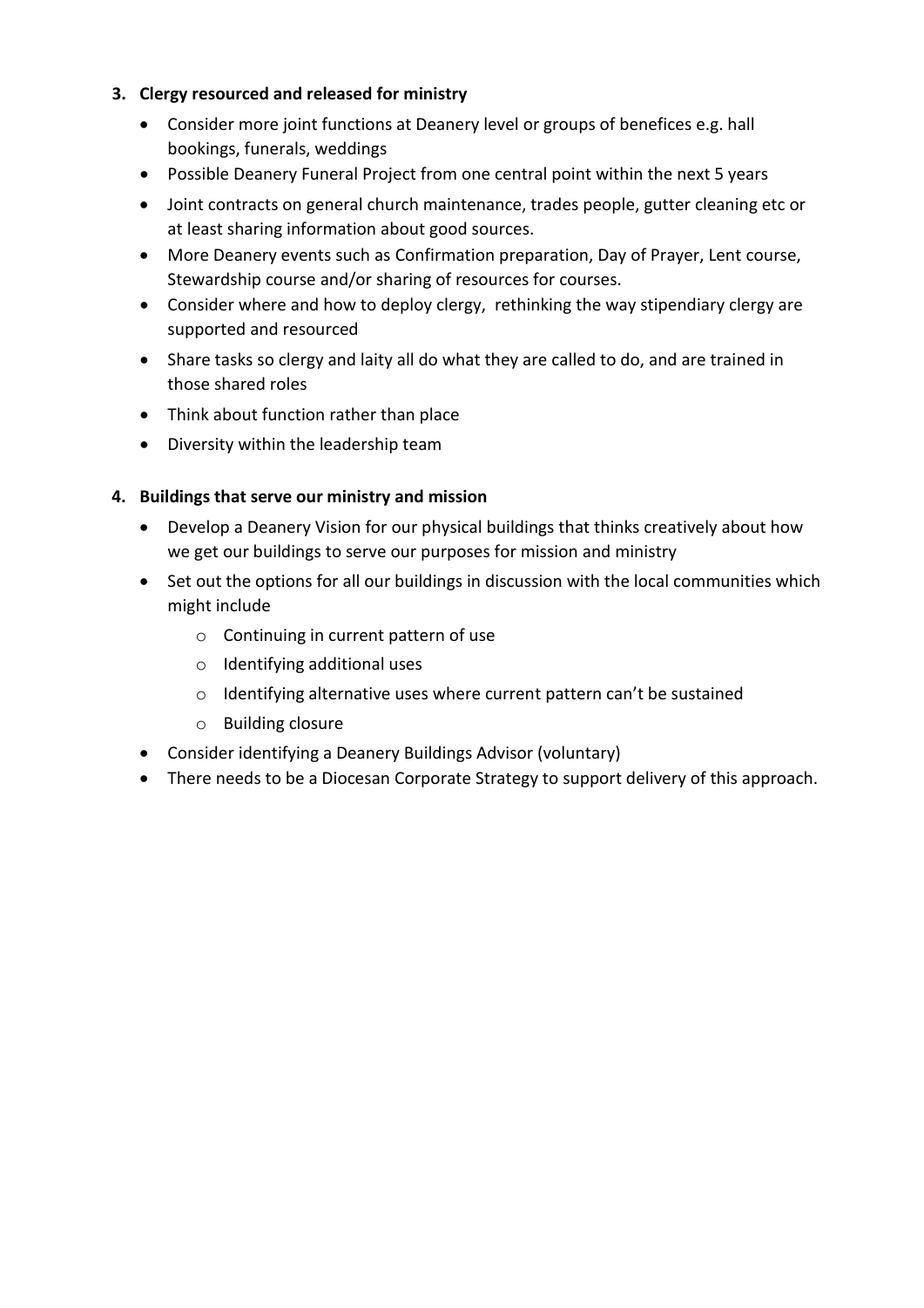3. **Clergy resourced and released for ministry**
    - Consider more joint functions at Deanery level or groups of benefices e.g. hall bookings, funerals, weddings
    - Possible Deanery Funeral Project from one central point within the next 5 years
    - Joint contracts on general church maintenance, trades people, gutter cleaning etc or at least sharing information about good sources.
    - More Deanery events such as Confirmation preparation, Day of Prayer, Lent course, Stewardship course and/or sharing of resources for courses.
    - Consider where and how to deploy clergy, rethinking the way stipendiary clergy are supported and resourced
    - Share tasks so clergy and laity all do what they are called to do, and are trained in those shared roles
    - Think about function rather than place
    - Diversity within the leadership team

4. **Buildings that serve our ministry and mission**
    - Develop a Deanery Vision for our physical buildings that thinks creatively about how we get our buildings to serve our purposes for mission and ministry
    - Set out the options for all our buildings in discussion with the local communities which might include
        - Continuing in current pattern of use
        - Identifying additional uses
        - Identifying alternative uses where current pattern can't be sustained
        - Building closure
    - Consider identifying a Deanery Buildings Advisor (voluntary)
    - There needs to be a Diocesan Corporate Strategy to support delivery of this approach.